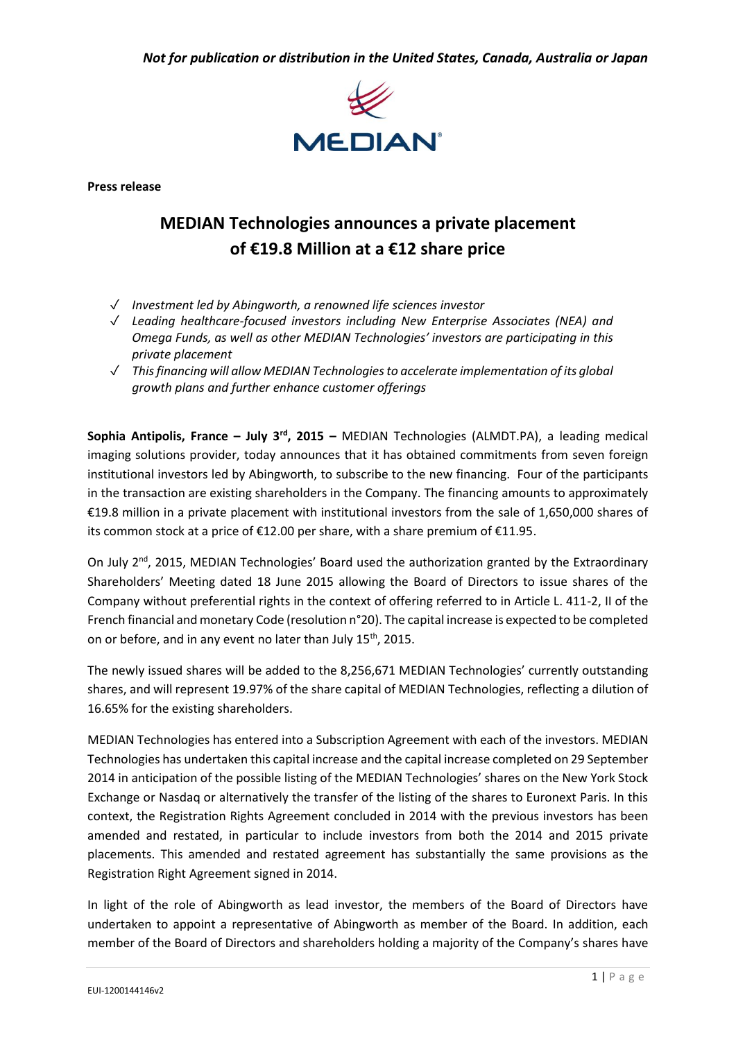*Not for publication or distribution in the United States, Canada, Australia or Japan*

**Press release**

# MEDIAN Technologies announces a private placement of €19.8 Million at a €12 share price

- *Investment led by Abingworth, a renowned life sciences investor*
- *Leading healthcare-focused investors including New Enterprise Associates (NEA) and Omega Funds, as well as other MEDIAN Technologies' investors are participating in this private placement*
- *This financing will allow MEDIAN Technologies to accelerate implementation of its global growth plans and further enhance customer offerings*

**Sophia Antipolis, France – July 3rd, 2015 –** MEDIAN Technologies (ALMDT.PA), a leading medical imaging solutions provider, today announces that it has obtained commitments from seven foreign institutional investors led by Abingworth, to subscribe to the new financing. Four of the participants in the transaction are existing shareholders in the Company. The financing amounts to approximately €19.8 million in a private placement with institutional investors from the sale of 1,650,000 shares of its common stock at a price of €12.00 per share, with a share premium of €11.95.

On July 2nd, 2015, MEDIAN Technologies' Board used the authorization granted by the Extraordinary Shareholders' Meeting dated 18 June 2015 allowing the Board of Directors to issue shares of the Company without preferential rights in the context of offering referred to in Article L. 411-2, II of the French financial and monetary Code (resolution n°20). The capital increase is expected to be completed on or before, and in any event no later than July 15th, 2015.

The newly issued shares will be added to the 8,256,671 MEDIAN Technologies' currently outstanding shares, and will represent 19.97% of the share capital of MEDIAN Technologies, reflecting a dilution of 16.65% for the existing shareholders.

MEDIAN Technologies has entered into a Subscription Agreement with each of the investors. MEDIAN Technologies has undertaken this capital increase and the capital increase completed on 29 September 2014 in anticipation of the possible listing of the MEDIAN Technologies' shares on the New York Stock Exchange or Nasdaq or alternatively the transfer of the listing of the shares to Euronext Paris. In this context, the Registration Rights Agreement concluded in 2014 with the previous investors has been amended and restated, in particular to include investors from both the 2014 and 2015 private placements. This amended and restated agreement has substantially the same provisions as the Registration Right Agreement signed in 2014.

In light of the role of Abingworth as lead investor, the members of the Board of Directors have undertaken to appoint a representative of Abingworth as member of the Board. In addition, each member of the Board of Directors and shareholders holding a majority of the Company's shares have

EUI-1200144146v2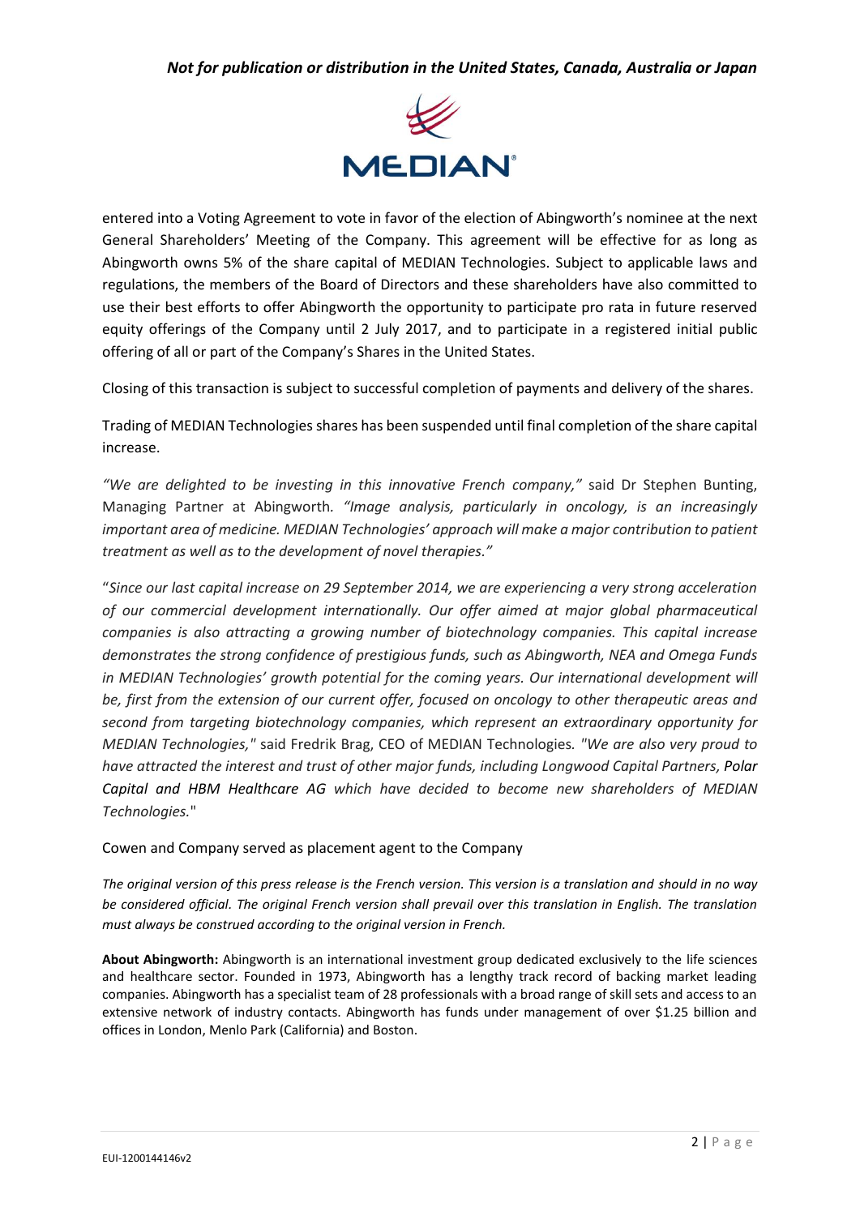entered into a Voting Agreement to vote in favor of the election of Abingworth's nominee at the next General Shareholders' Meeting of the Company. This agreement will be effective for as long as Abingworth owns 5% of the share capital of MEDIAN Technologies. Subject to applicable laws and regulations, the members of the Board of Directors and these shareholders have also committed to use their best efforts to offer Abingworth the opportunity to participate pro rata in future reserved equity offerings of the Company until 2 July 2017, and to participate in a registered initial public offering of all or part of the Company's Shares in the United States.

Closing of this transaction is subject to successful completion of payments and delivery of the shares.

Trading of MEDIAN Technologies shares has been suspended until final completion of the share capital increase.

*"We are delighted to be investing in this innovative French company,"* said Dr Stephen Bunting, Managing Partner at Abingworth. *"Image analysis, particularly in oncology, is an increasingly important area of medicine. MEDIAN Technologies' approach will make a major contribution to patient treatment as well as to the development of novel therapies."*

"*Since our last capital increase on 29 September 2014, we are experiencing a very strong acceleration of our commercial development internationally. Our offer aimed at major global pharmaceutical companies is also attracting a growing number of biotechnology companies. This capital increase demonstrates the strong confidence of prestigious funds, such as Abingworth, NEA and Omega Funds in MEDIAN Technologies' growth potential for the coming years. Our international development will be, first from the extension of our current offer, focused on oncology to other therapeutic areas and second from targeting biotechnology companies, which represent an extraordinary opportunity for MEDIAN Technologies,"* said Fredrik Brag, CEO of MEDIAN Technologies. *"We are also very proud to have attracted the interest and trust of other major funds, including Longwood Capital Partners, **Polar Capital and HBM Healthcare AG** which have decided to become new shareholders of MEDIAN Technologies."*

Cowen and Company served as placement agent to the Company

*The original version of this press release is the French version. This version is a translation and should in no way be considered official. The original French version shall prevail over this translation in English. The translation must always be construed according to the original version in French.*

**About Abingworth:** Abingworth is an international investment group dedicated exclusively to the life sciences and healthcare sector. Founded in 1973, Abingworth has a lengthy track record of backing market leading companies. Abingworth has a specialist team of 28 professionals with a broad range of skill sets and access to an extensive network of industry contacts. Abingworth has funds under management of over $1.25 billion and offices in London, Menlo Park (California) and Boston.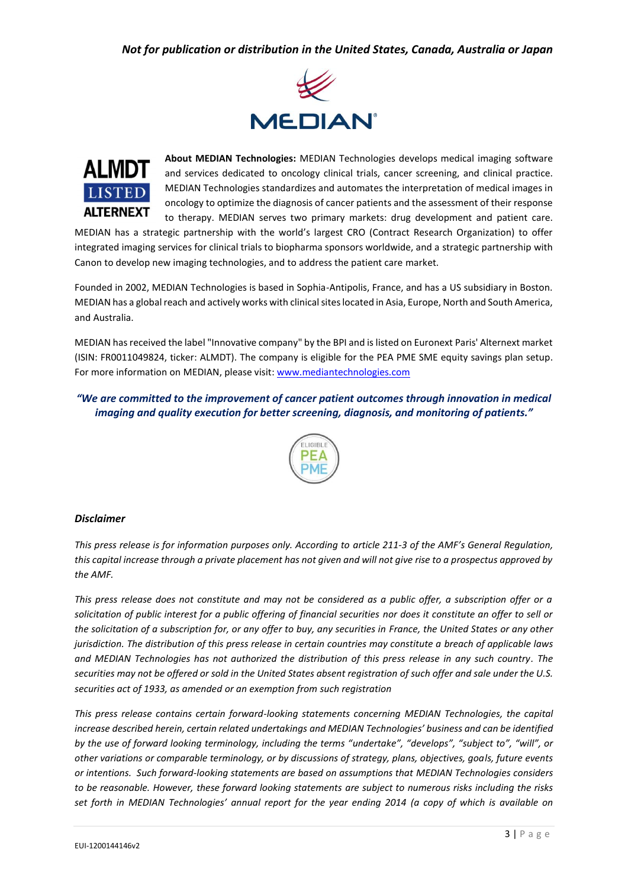*Not for publication or distribution in the United States, Canada, Australia or Japan*

**About MEDIAN Technologies:** MEDIAN Technologies develops medical imaging software and services dedicated to oncology clinical trials, cancer screening, and clinical practice. MEDIAN Technologies standardizes and automates the interpretation of medical images in oncology to optimize the diagnosis of cancer patients and the assessment of their response to therapy. MEDIAN serves two primary markets: drug development and patient care. MEDIAN has a strategic partnership with the world's largest CRO (Contract Research Organization) to offer integrated imaging services for clinical trials to biopharma sponsors worldwide, and a strategic partnership with Canon to develop new imaging technologies, and to address the patient care market.

Founded in 2002, MEDIAN Technologies is based in Sophia-Antipolis, France, and has a US subsidiary in Boston. MEDIAN has a global reach and actively works with clinical sites located in Asia, Europe, North and South America, and Australia.

MEDIAN has received the label "Innovative company" by the BPI and is listed on Euronext Paris' Alternext market (ISIN: FR0011049824, ticker: ALMDT). The company is eligible for the PEA PME SME equity savings plan setup. For more information on MEDIAN, please visit: [www.mediantechnologies.com](http://www.mediantechnologies.com)

***"We are committed to the improvement of cancer patient outcomes through innovation in medical imaging and quality execution for better screening, diagnosis, and monitoring of patients."***

### *Disclaimer*

*This press release is for information purposes only. According to article 211-3 of the AMF's General Regulation, this capital increase through a private placement has not given and will not give rise to a prospectus approved by the AMF.*

*This press release does not constitute and may not be considered as a public offer, a subscription offer or a solicitation of public interest for a public offering of financial securities nor does it constitute an offer to sell or the solicitation of a subscription for, or any offer to buy, any securities in France, the United States or any other jurisdiction. The distribution of this press release in certain countries may constitute a breach of applicable laws and MEDIAN Technologies has not authorized the distribution of this press release in any such country. The securities may not be offered or sold in the United States absent registration of such offer and sale under the U.S. securities act of 1933, as amended or an exemption from such registration*

*This press release contains certain forward-looking statements concerning MEDIAN Technologies, the capital increase described herein, certain related undertakings and MEDIAN Technologies' business and can be identified by the use of forward looking terminology, including the terms "undertake", "develops", "subject to", "will", or other variations or comparable terminology, or by discussions of strategy, plans, objectives, goals, future events or intentions. Such forward-looking statements are based on assumptions that MEDIAN Technologies considers to be reasonable. However, these forward looking statements are subject to numerous risks including the risks set forth in MEDIAN Technologies' annual report for the year ending 2014 (a copy of which is available on*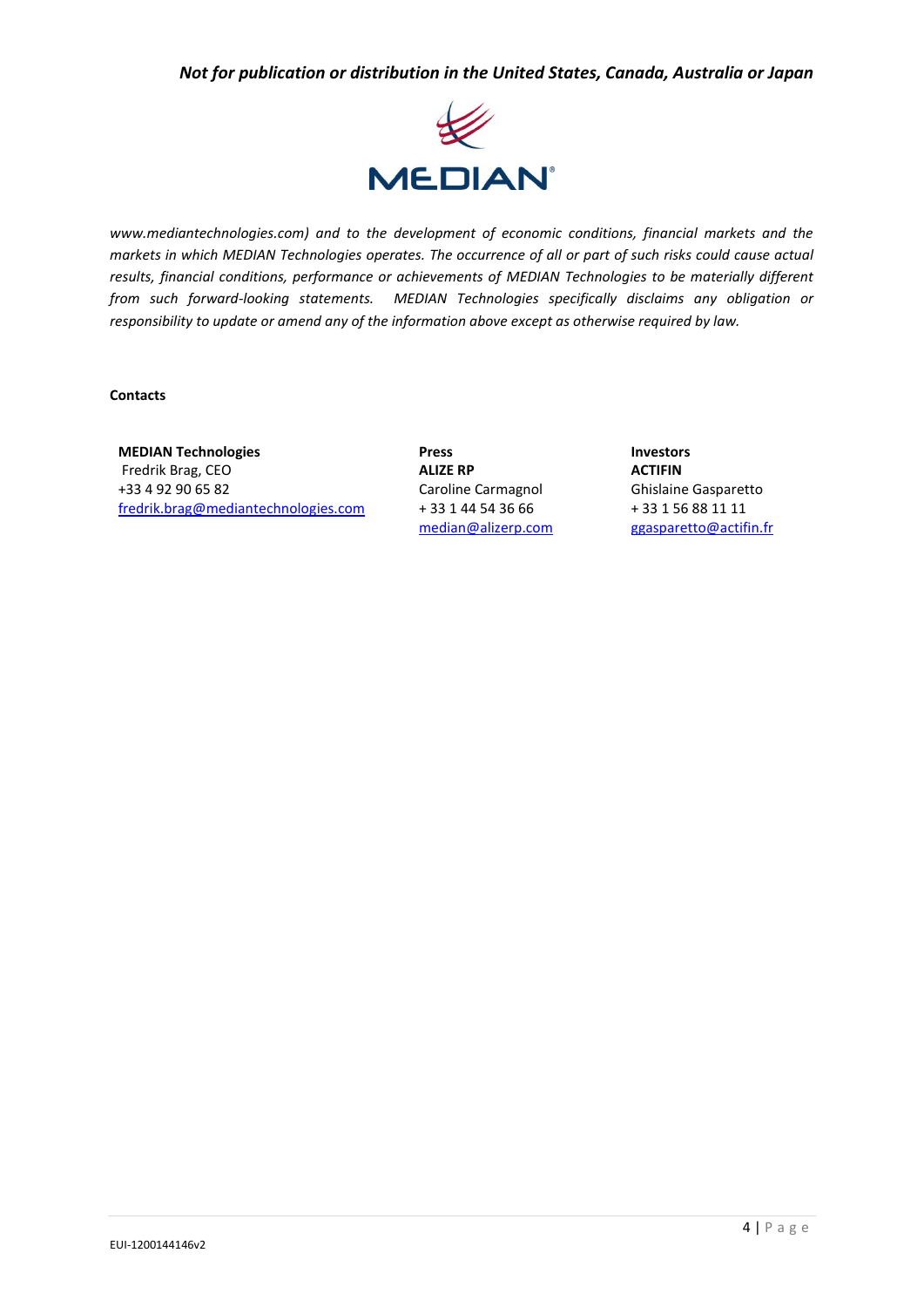*www.mediantechnologies.com) and to the development of economic conditions, financial markets and the markets in which MEDIAN Technologies operates. The occurrence of all or part of such risks could cause actual results, financial conditions, performance or achievements of MEDIAN Technologies to be materially different from such forward-looking statements. MEDIAN Technologies specifically disclaims any obligation or responsibility to update or amend any of the information above except as otherwise required by law.*

**Contacts**

**MEDIAN Technologies**
Fredrik Brag, CEO
+33 4 92 90 65 82
fredrik.brag@mediantechnologies.com

**Press**
**ALIZE RP**
Caroline Carmagnol
+ 33 1 44 54 36 66
median@alizerp.com

**Investors**
**ACTIFIN**
Ghislaine Gasparetto
+ 33 1 56 88 11 11
ggasparetto@actifin.fr